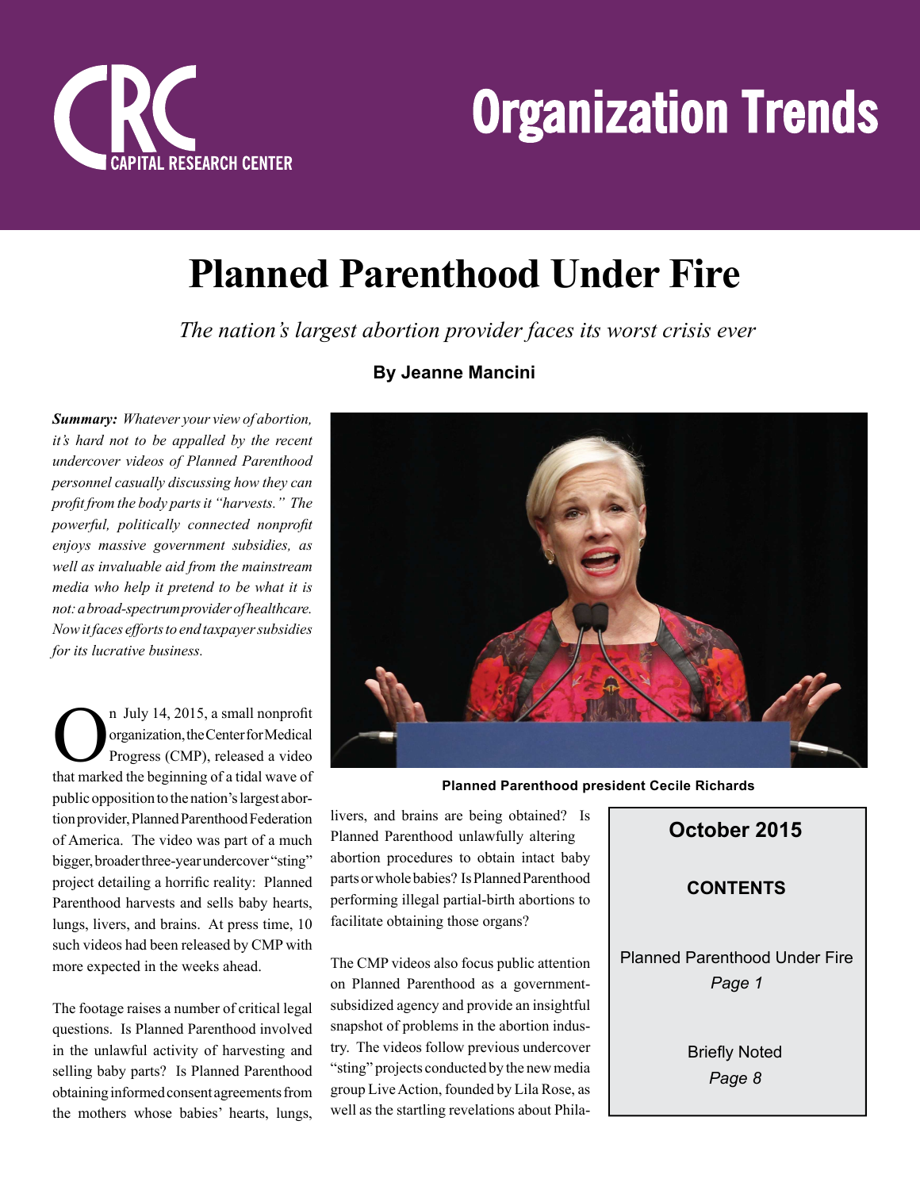# Organization Trends

# Planned Parenthood Under Fire

*The nation's largest abortion provider faces its worst crisis ever*

**By Jeanne Mancini**

***Summary:*** *Whatever your view of abortion, it's hard not to be appalled by the recent undercover videos of Planned Parenthood personnel casually discussing how they can profit from the body parts it "harvests." The powerful, politically connected nonprofit enjoys massive government subsidies, as well as invaluable aid from the mainstream media who help it pretend to be what it is not: a broad-spectrum provider of healthcare. Now it faces efforts to end taxpayer subsidies for its lucrative business.*

Planned Parenthood president Cecile Richards

| October 2015 |
|---|
| **CONTENTS** |
| Planned Parenthood Under Fire *Page 1* |
| Briefly Noted *Page 8* |

On July 14, 2015, a small nonprofit organization, the Center for Medical Progress (CMP), released a video that marked the beginning of a tidal wave of public opposition to the nation's largest abortion provider, Planned Parenthood Federation of America. The video was part of a much bigger, broader three-year undercover "sting" project detailing a horrific reality: Planned Parenthood harvests and sells baby hearts, lungs, livers, and brains. At press time, 10 such videos had been released by CMP with more expected in the weeks ahead.

The footage raises a number of critical legal questions. Is Planned Parenthood involved in the unlawful activity of harvesting and selling baby parts? Is Planned Parenthood obtaining informed consent agreements from the mothers whose babies' hearts, lungs, livers, and brains are being obtained? Is Planned Parenthood unlawfully altering abortion procedures to obtain intact baby parts or whole babies? Is Planned Parenthood performing illegal partial-birth abortions to facilitate obtaining those organs?

The CMP videos also focus public attention on Planned Parenthood as a government-subsidized agency and provide an insightful snapshot of problems in the abortion industry. The videos follow previous undercover "sting" projects conducted by the new media group Live Action, founded by Lila Rose, as well as the startling revelations about Phila-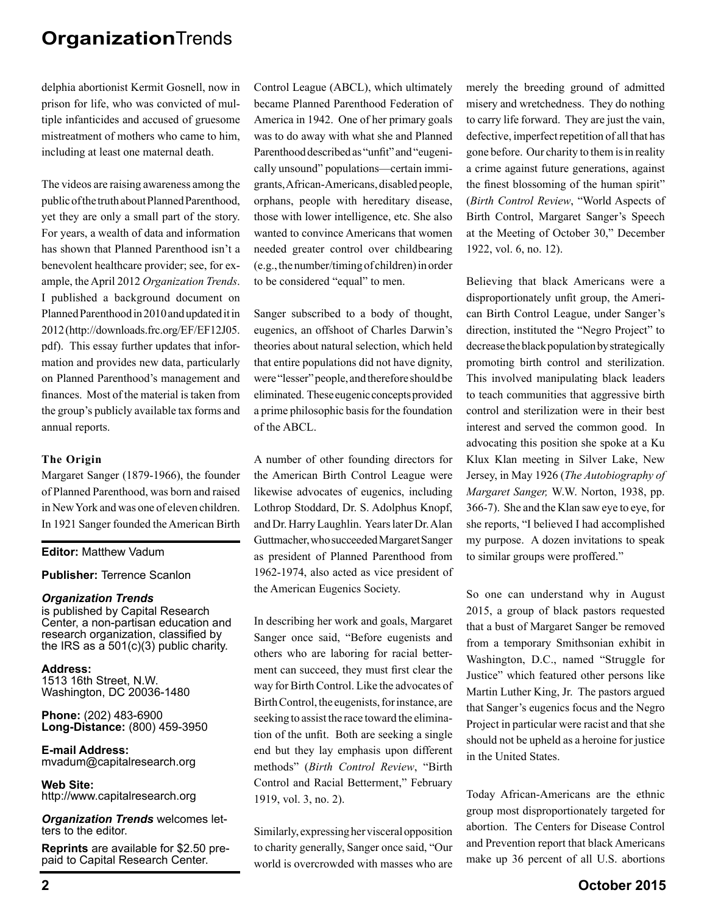delphia abortionist Kermit Gosnell, now in prison for life, who was convicted of multiple infanticides and accused of gruesome mistreatment of mothers who came to him, including at least one maternal death.

The videos are raising awareness among the public of the truth about Planned Parenthood, yet they are only a small part of the story. For years, a wealth of data and information has shown that Planned Parenthood isn't a benevolent healthcare provider; see, for example, the April 2012 *Organization Trends*. I published a background document on Planned Parenthood in 2010 and updated it in 2012 (http://downloads.frc.org/EF/EF12J05.pdf). This essay further updates that information and provides new data, particularly on Planned Parenthood's management and finances. Most of the material is taken from the group's publicly available tax forms and annual reports.

### The Origin

Margaret Sanger (1879-1966), the founder of Planned Parenthood, was born and raised in New York and was one of eleven children. In 1921 Sanger founded the American Birth Control League (ABCL), which ultimately became Planned Parenthood Federation of America in 1942. One of her primary goals was to do away with what she and Planned Parenthood described as "unfit" and "eugenically unsound" populations—certain immigrants, African-Americans, disabled people, orphans, people with hereditary disease, those with lower intelligence, etc. She also wanted to convince Americans that women needed greater control over childbearing (e.g., the number/timing of children) in order to be considered "equal" to men.

Sanger subscribed to a body of thought, eugenics, an offshoot of Charles Darwin's theories about natural selection, which held that entire populations did not have dignity, were "lesser" people, and therefore should be eliminated. These eugenic concepts provided a prime philosophic basis for the foundation of the ABCL.

A number of other founding directors for the American Birth Control League were likewise advocates of eugenics, including Lothrop Stoddard, Dr. S. Adolphus Knopf, and Dr. Harry Laughlin. Years later Dr. Alan Guttmacher, who succeeded Margaret Sanger as president of Planned Parenthood from 1962-1974, also acted as vice president of the American Eugenics Society.

In describing her work and goals, Margaret Sanger once said, "Before eugenists and others who are laboring for racial betterment can succeed, they must first clear the way for Birth Control. Like the advocates of Birth Control, the eugenists, for instance, are seeking to assist the race toward the elimination of the unfit. Both are seeking a single end but they lay emphasis upon different methods" (*Birth Control Review*, "Birth Control and Racial Betterment," February 1919, vol. 3, no. 2).

Similarly, expressing her visceral opposition to charity generally, Sanger once said, "Our world is overcrowded with masses who are merely the breeding ground of admitted misery and wretchedness. They do nothing to carry life forward. They are just the vain, defective, imperfect repetition of all that has gone before. Our charity to them is in reality a crime against future generations, against the finest blossoming of the human spirit" (*Birth Control Review*, "World Aspects of Birth Control, Margaret Sanger's Speech at the Meeting of October 30," December 1922, vol. 6, no. 12).

Believing that black Americans were a disproportionately unfit group, the American Birth Control League, under Sanger's direction, instituted the "Negro Project" to decrease the black population by strategically promoting birth control and sterilization. This involved manipulating black leaders to teach communities that aggressive birth control and sterilization were in their best interest and served the common good. In advocating this position she spoke at a Ku Klux Klan meeting in Silver Lake, New Jersey, in May 1926 (*The Autobiography of Margaret Sanger,* W.W. Norton, 1938, pp. 366-7). She and the Klan saw eye to eye, for she reports, "I believed I had accomplished my purpose. A dozen invitations to speak to similar groups were proffered."

So one can understand why in August 2015, a group of black pastors requested that a bust of Margaret Sanger be removed from a temporary Smithsonian exhibit in Washington, D.C., named "Struggle for Justice" which featured other persons like Martin Luther King, Jr. The pastors argued that Sanger's eugenics focus and the Negro Project in particular were racist and that she should not be upheld as a heroine for justice in the United States.

Today African-Americans are the ethnic group most disproportionately targeted for abortion. The Centers for Disease Control and Prevention report that black Americans make up 36 percent of all U.S. abortions

---

**Editor:** Matthew Vadum

**Publisher:** Terrence Scanlon

***Organization Trends*** is published by Capital Research Center, a non-partisan education and research organization, classified by the IRS as a 501(c)(3) public charity.

**Address:**
1513 16th Street, N.W.
Washington, DC 20036-1480

**Phone:** (202) 483-6900
**Long-Distance:** (800) 459-3950

**E-mail Address:**
mvadum@capitalresearch.org

**Web Site:**
http://www.capitalresearch.org

***Organization Trends*** welcomes letters to the editor.

**Reprints** are available for $2.50 prepaid to Capital Research Center.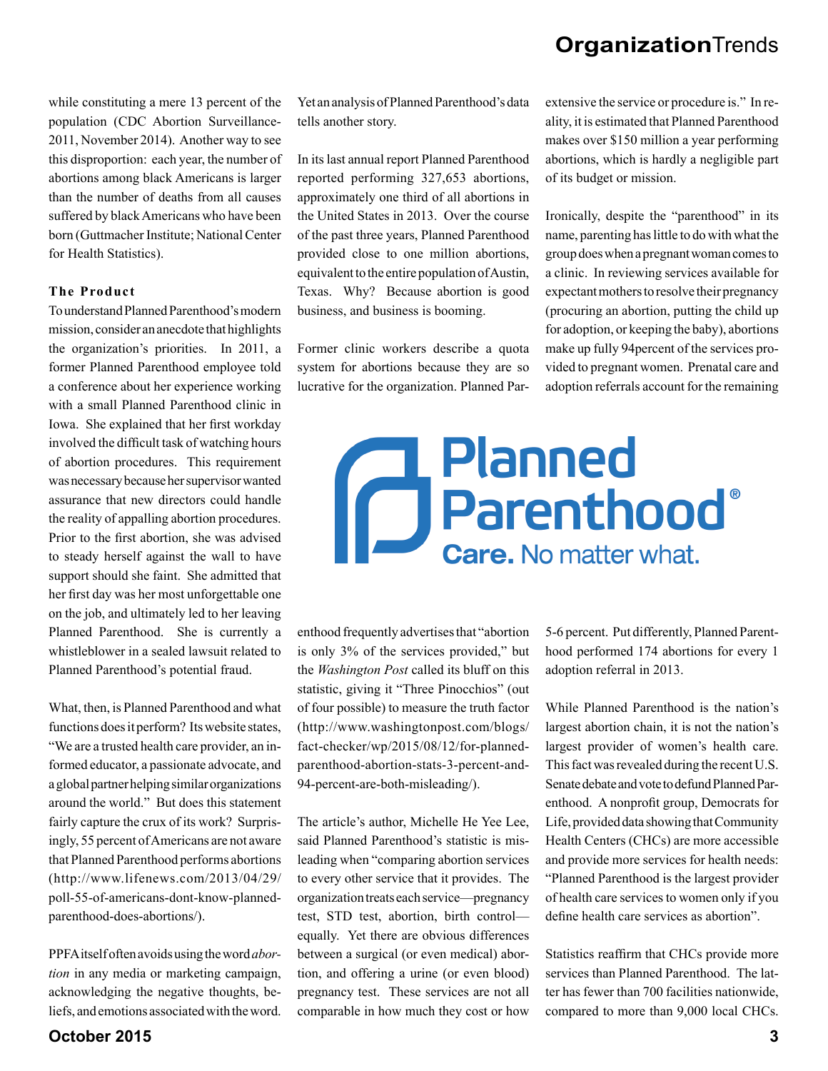while constituting a mere 13 percent of the population (CDC Abortion Surveillance-2011, November 2014). Another way to see this disproportion: each year, the number of abortions among black Americans is larger than the number of deaths from all causes suffered by black Americans who have been born (Guttmacher Institute; National Center for Health Statistics).

### The Product

To understand Planned Parenthood's modern mission, consider an anecdote that highlights the organization's priorities. In 2011, a former Planned Parenthood employee told a conference about her experience working with a small Planned Parenthood clinic in Iowa. She explained that her first workday involved the difficult task of watching hours of abortion procedures. This requirement was necessary because her supervisor wanted assurance that new directors could handle the reality of appalling abortion procedures. Prior to the first abortion, she was advised to steady herself against the wall to have support should she faint. She admitted that her first day was her most unforgettable one on the job, and ultimately led to her leaving Planned Parenthood. She is currently a whistleblower in a sealed lawsuit related to Planned Parenthood's potential fraud.

What, then, is Planned Parenthood and what functions does it perform? Its website states, "We are a trusted health care provider, an informed educator, a passionate advocate, and a global partner helping similar organizations around the world." But does this statement fairly capture the crux of its work? Surprisingly, 55 percent of Americans are not aware that Planned Parenthood performs abortions (http://www.lifenews.com/2013/04/29/poll-55-of-americans-dont-know-planned-parenthood-does-abortions/).

PPFA itself often avoids using the word *abortion* in any media or marketing campaign, acknowledging the negative thoughts, beliefs, and emotions associated with the word. Yet an analysis of Planned Parenthood's data tells another story.

In its last annual report Planned Parenthood reported performing 327,653 abortions, approximately one third of all abortions in the United States in 2013. Over the course of the past three years, Planned Parenthood provided close to one million abortions, equivalent to the entire population of Austin, Texas. Why? Because abortion is good business, and business is booming.

Former clinic workers describe a quota system for abortions because they are so lucrative for the organization. Planned Parenthood frequently advertises that "abortion is only 3% of the services provided," but the *Washington Post* called its bluff on this statistic, giving it "Three Pinocchios" (out of four possible) to measure the truth factor (http://www.washingtonpost.com/blogs/fact-checker/wp/2015/08/12/for-planned-parenthood-abortion-stats-3-percent-and-94-percent-are-both-misleading/).

The article's author, Michelle He Yee Lee, said Planned Parenthood's statistic is misleading when "comparing abortion services to every other service that it provides. The organization treats each service—pregnancy test, STD test, abortion, birth control—equally. Yet there are obvious differences between a surgical (or even medical) abortion, and offering a urine (or even blood) pregnancy test. These services are not all comparable in how much they cost or how extensive the service or procedure is." In reality, it is estimated that Planned Parenthood makes over $150 million a year performing abortions, which is hardly a negligible part of its budget or mission.

Ironically, despite the "parenthood" in its name, parenting has little to do with what the group does when a pregnant woman comes to a clinic. In reviewing services available for expectant mothers to resolve their pregnancy (procuring an abortion, putting the child up for adoption, or keeping the baby), abortions make up fully 94percent of the services provided to pregnant women. Prenatal care and adoption referrals account for the remaining 5-6 percent. Put differently, Planned Parenthood performed 174 abortions for every 1 adoption referral in 2013.

Planned Parenthood® Care. No matter what.

While Planned Parenthood is the nation's largest abortion chain, it is not the nation's largest provider of women's health care. This fact was revealed during the recent U.S. Senate debate and vote to defund Planned Parenthood. A nonprofit group, Democrats for Life, provided data showing that Community Health Centers (CHCs) are more accessible and provide more services for health needs: "Planned Parenthood is the largest provider of health care services to women only if you define health care services as abortion".

Statistics reaffirm that CHCs provide more services than Planned Parenthood. The latter has fewer than 700 facilities nationwide, compared to more than 9,000 local CHCs.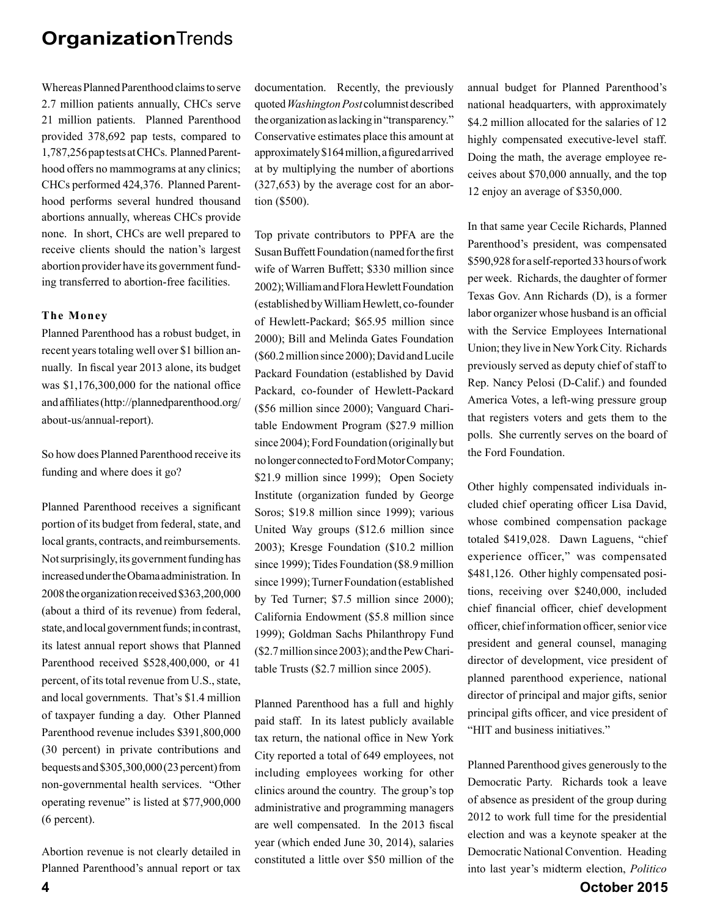Whereas Planned Parenthood claims to serve 2.7 million patients annually, CHCs serve 21 million patients. Planned Parenthood provided 378,692 pap tests, compared to 1,787,256 pap tests at CHCs. Planned Parenthood offers no mammograms at any clinics; CHCs performed 424,376. Planned Parenthood performs several hundred thousand abortions annually, whereas CHCs provide none. In short, CHCs are well prepared to receive clients should the nation's largest abortion provider have its government funding transferred to abortion-free facilities.

### The Money

Planned Parenthood has a robust budget, in recent years totaling well over $1 billion annually. In fiscal year 2013 alone, its budget was $1,176,300,000 for the national office and affiliates (http://plannedparenthood.org/about-us/annual-report).

So how does Planned Parenthood receive its funding and where does it go?

Planned Parenthood receives a significant portion of its budget from federal, state, and local grants, contracts, and reimbursements. Not surprisingly, its government funding has increased under the Obama administration. In 2008 the organization received $363,200,000 (about a third of its revenue) from federal, state, and local government funds; in contrast, its latest annual report shows that Planned Parenthood received $528,400,000, or 41 percent, of its total revenue from U.S., state, and local governments. That's $1.4 million of taxpayer funding a day. Other Planned Parenthood revenue includes $391,800,000 (30 percent) in private contributions and bequests and $305,300,000 (23 percent) from non-governmental health services. "Other operating revenue" is listed at $77,900,000 (6 percent).

Abortion revenue is not clearly detailed in Planned Parenthood's annual report or tax documentation. Recently, the previously quoted *Washington Post* columnist described the organization as lacking in "transparency." Conservative estimates place this amount at approximately $164 million, a figured arrived at by multiplying the number of abortions (327,653) by the average cost for an abortion ($500).

Top private contributors to PPFA are the Susan Buffett Foundation (named for the first wife of Warren Buffett; $330 million since 2002); William and Flora Hewlett Foundation (established by William Hewlett, co-founder of Hewlett-Packard; $65.95 million since 2000); Bill and Melinda Gates Foundation ($60.2 million since 2000); David and Lucile Packard Foundation (established by David Packard, co-founder of Hewlett-Packard ($56 million since 2000); Vanguard Charitable Endowment Program ($27.9 million since 2004); Ford Foundation (originally but no longer connected to Ford Motor Company; $21.9 million since 1999); Open Society Institute (organization funded by George Soros; $19.8 million since 1999); various United Way groups ($12.6 million since 2003); Kresge Foundation ($10.2 million since 1999); Tides Foundation ($8.9 million since 1999); Turner Foundation (established by Ted Turner; $7.5 million since 2000); California Endowment ($5.8 million since 1999); Goldman Sachs Philanthropy Fund ($2.7 million since 2003); and the Pew Charitable Trusts ($2.7 million since 2005).

Planned Parenthood has a full and highly paid staff. In its latest publicly available tax return, the national office in New York City reported a total of 649 employees, not including employees working for other clinics around the country. The group's top administrative and programming managers are well compensated. In the 2013 fiscal year (which ended June 30, 2014), salaries constituted a little over $50 million of the annual budget for Planned Parenthood's national headquarters, with approximately $4.2 million allocated for the salaries of 12 highly compensated executive-level staff. Doing the math, the average employee receives about $70,000 annually, and the top 12 enjoy an average of $350,000.

In that same year Cecile Richards, Planned Parenthood's president, was compensated $590,928 for a self-reported 33 hours of work per week. Richards, the daughter of former Texas Gov. Ann Richards (D), is a former labor organizer whose husband is an official with the Service Employees International Union; they live in New York City. Richards previously served as deputy chief of staff to Rep. Nancy Pelosi (D-Calif.) and founded America Votes, a left-wing pressure group that registers voters and gets them to the polls. She currently serves on the board of the Ford Foundation.

Other highly compensated individuals included chief operating officer Lisa David, whose combined compensation package totaled $419,028. Dawn Laguens, "chief experience officer," was compensated $481,126. Other highly compensated positions, receiving over $240,000, included chief financial officer, chief development officer, chief information officer, senior vice president and general counsel, managing director of development, vice president of planned parenthood experience, national director of principal and major gifts, senior principal gifts officer, and vice president of "HIT and business initiatives."

Planned Parenthood gives generously to the Democratic Party. Richards took a leave of absence as president of the group during 2012 to work full time for the presidential election and was a keynote speaker at the Democratic National Convention. Heading into last year's midterm election, *Politico*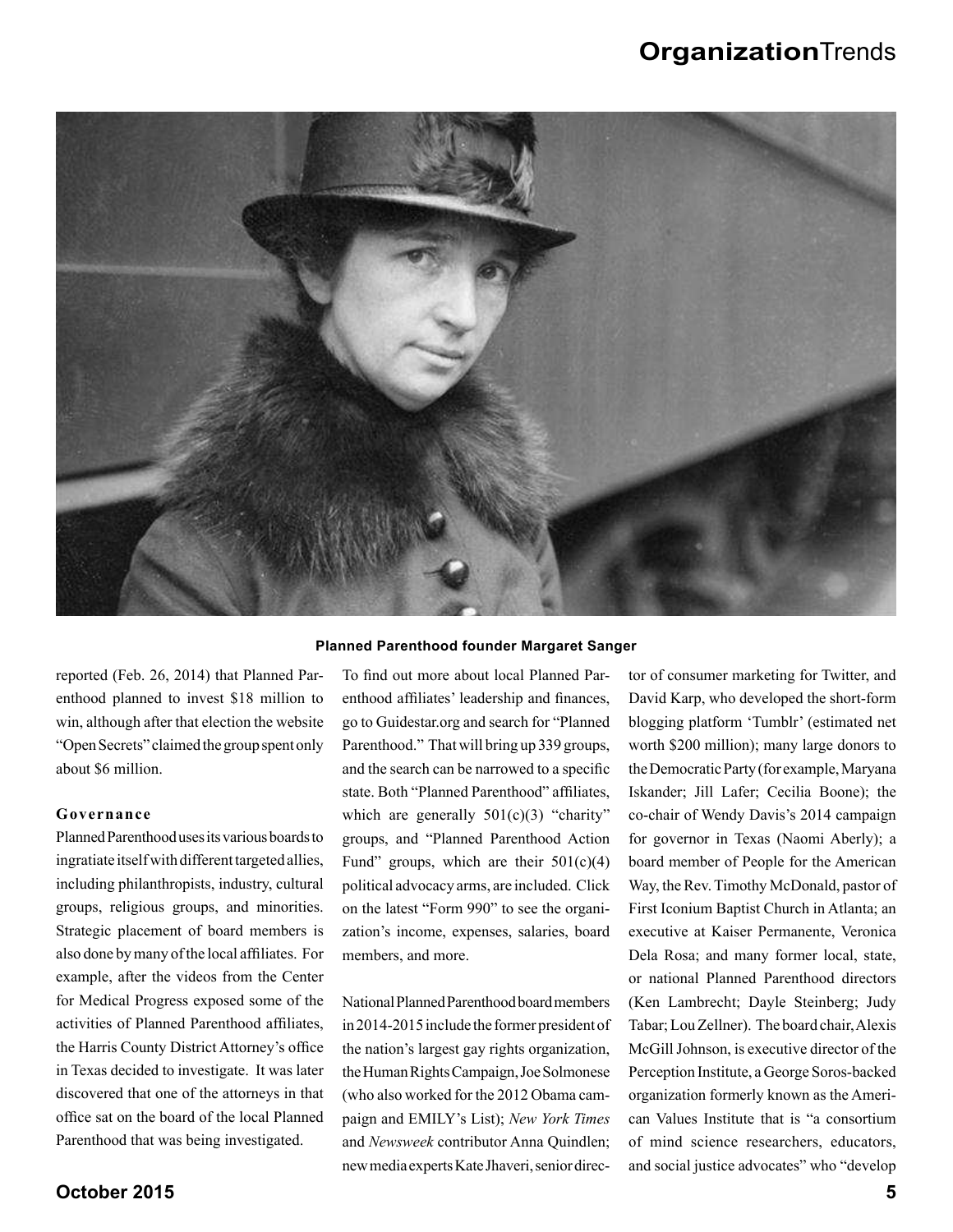Planned Parenthood founder Margaret Sanger

reported (Feb. 26, 2014) that Planned Parenthood planned to invest $18 million to win, although after that election the website "Open Secrets" claimed the group spent only about $6 million.

### Governance

Planned Parenthood uses its various boards to ingratiate itself with different targeted allies, including philanthropists, industry, cultural groups, religious groups, and minorities. Strategic placement of board members is also done by many of the local affiliates. For example, after the videos from the Center for Medical Progress exposed some of the activities of Planned Parenthood affiliates, the Harris County District Attorney's office in Texas decided to investigate. It was later discovered that one of the attorneys in that office sat on the board of the local Planned Parenthood that was being investigated.

To find out more about local Planned Parenthood affiliates' leadership and finances, go to Guidestar.org and search for "Planned Parenthood." That will bring up 339 groups, and the search can be narrowed to a specific state. Both "Planned Parenthood" affiliates, which are generally 501(c)(3) "charity" groups, and "Planned Parenthood Action Fund" groups, which are their 501(c)(4) political advocacy arms, are included. Click on the latest "Form 990" to see the organization's income, expenses, salaries, board members, and more.

National Planned Parenthood board members in 2014-2015 include the former president of the nation's largest gay rights organization, the Human Rights Campaign, Joe Solmonese (who also worked for the 2012 Obama campaign and EMILY's List); *New York Times* and *Newsweek* contributor Anna Quindlen; new media experts Kate Jhaveri, senior director of consumer marketing for Twitter, and David Karp, who developed the short-form blogging platform 'Tumblr' (estimated net worth $200 million); many large donors to the Democratic Party (for example, Maryana Iskander; Jill Lafer; Cecilia Boone); the co-chair of Wendy Davis's 2014 campaign for governor in Texas (Naomi Aberly); a board member of People for the American Way, the Rev. Timothy McDonald, pastor of First Iconium Baptist Church in Atlanta; an executive at Kaiser Permanente, Veronica Dela Rosa; and many former local, state, or national Planned Parenthood directors (Ken Lambrecht; Dayle Steinberg; Judy Tabar; Lou Zellner). The board chair, Alexis McGill Johnson, is executive director of the Perception Institute, a George Soros-backed organization formerly known as the American Values Institute that is "a consortium of mind science researchers, educators, and social justice advocates" who "develop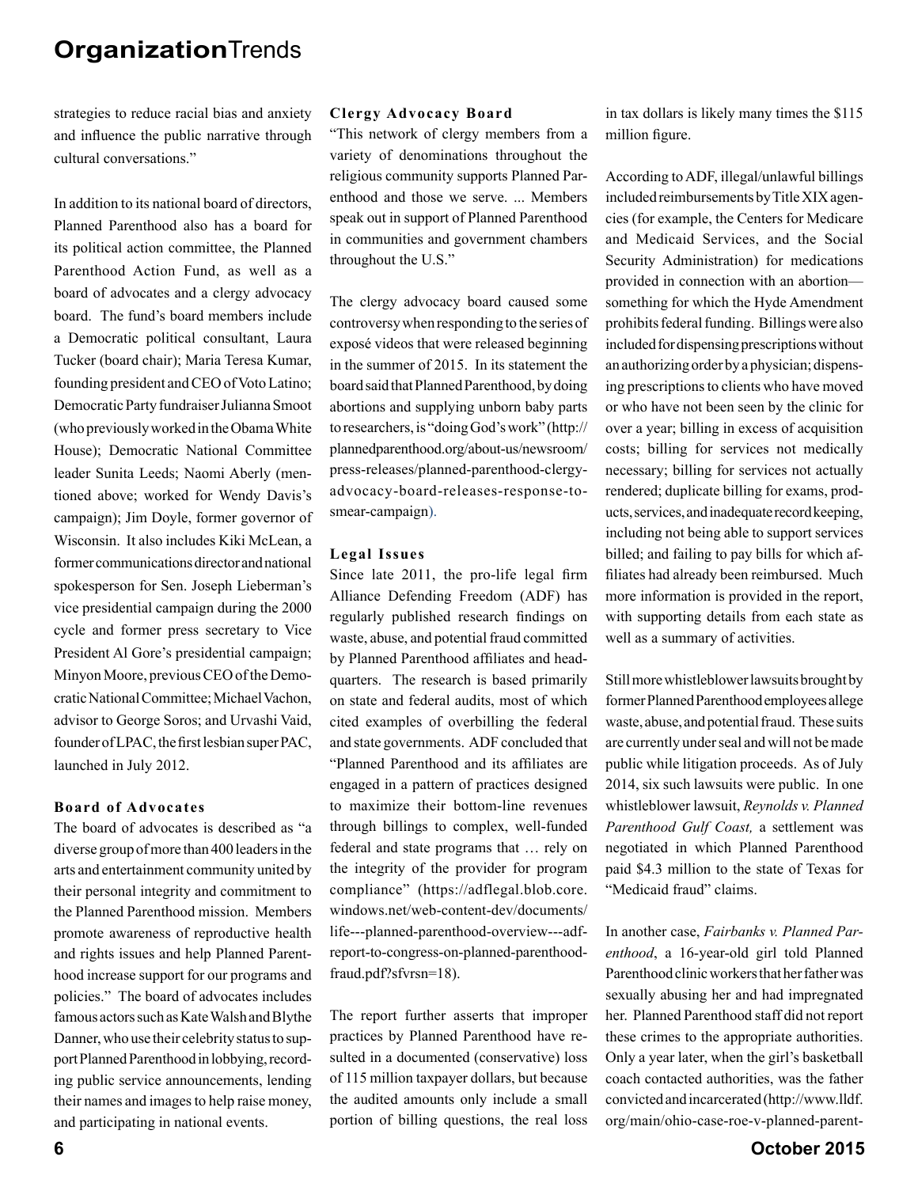strategies to reduce racial bias and anxiety and influence the public narrative through cultural conversations."

In addition to its national board of directors, Planned Parenthood also has a board for its political action committee, the Planned Parenthood Action Fund, as well as a board of advocates and a clergy advocacy board. The fund's board members include a Democratic political consultant, Laura Tucker (board chair); Maria Teresa Kumar, founding president and CEO of Voto Latino; Democratic Party fundraiser Julianna Smoot (who previously worked in the Obama White House); Democratic National Committee leader Sunita Leeds; Naomi Aberly (mentioned above; worked for Wendy Davis's campaign); Jim Doyle, former governor of Wisconsin. It also includes Kiki McLean, a former communications director and national spokesperson for Sen. Joseph Lieberman's vice presidential campaign during the 2000 cycle and former press secretary to Vice President Al Gore's presidential campaign; Minyon Moore, previous CEO of the Democratic National Committee; Michael Vachon, advisor to George Soros; and Urvashi Vaid, founder of LPAC, the first lesbian super PAC, launched in July 2012.

### Board of Advocates

The board of advocates is described as "a diverse group of more than 400 leaders in the arts and entertainment community united by their personal integrity and commitment to the Planned Parenthood mission. Members promote awareness of reproductive health and rights issues and help Planned Parenthood increase support for our programs and policies." The board of advocates includes famous actors such as Kate Walsh and Blythe Danner, who use their celebrity status to support Planned Parenthood in lobbying, recording public service announcements, lending their names and images to help raise money, and participating in national events.

### Clergy Advocacy Board

"This network of clergy members from a variety of denominations throughout the religious community supports Planned Parenthood and those we serve. ... Members speak out in support of Planned Parenthood in communities and government chambers throughout the U.S."

The clergy advocacy board caused some controversy when responding to the series of exposé videos that were released beginning in the summer of 2015. In its statement the board said that Planned Parenthood, by doing abortions and supplying unborn baby parts to researchers, is "doing God's work" (http://plannedparenthood.org/about-us/newsroom/press-releases/planned-parenthood-clergy-advocacy-board-releases-response-to-smear-campaign).

### Legal Issues

Since late 2011, the pro-life legal firm Alliance Defending Freedom (ADF) has regularly published research findings on waste, abuse, and potential fraud committed by Planned Parenthood affiliates and headquarters. The research is based primarily on state and federal audits, most of which cited examples of overbilling the federal and state governments. ADF concluded that "Planned Parenthood and its affiliates are engaged in a pattern of practices designed to maximize their bottom-line revenues through billings to complex, well-funded federal and state programs that … rely on the integrity of the provider for program compliance" (https://adflegal.blob.core.windows.net/web-content-dev/documents/life---planned-parenthood-overview---adf-report-to-congress-on-planned-parenthood-fraud.pdf?sfvrsn=18).

The report further asserts that improper practices by Planned Parenthood have resulted in a documented (conservative) loss of 115 million taxpayer dollars, but because the audited amounts only include a small portion of billing questions, the real loss in tax dollars is likely many times the $115 million figure.

According to ADF, illegal/unlawful billings included reimbursements by Title XIX agencies (for example, the Centers for Medicare and Medicaid Services, and the Social Security Administration) for medications provided in connection with an abortion—something for which the Hyde Amendment prohibits federal funding. Billings were also included for dispensing prescriptions without an authorizing order by a physician; dispensing prescriptions to clients who have moved or who have not been seen by the clinic for over a year; billing in excess of acquisition costs; billing for services not medically necessary; billing for services not actually rendered; duplicate billing for exams, products, services, and inadequate record keeping, including not being able to support services billed; and failing to pay bills for which affiliates had already been reimbursed. Much more information is provided in the report, with supporting details from each state as well as a summary of activities.

Still more whistleblower lawsuits brought by former Planned Parenthood employees allege waste, abuse, and potential fraud. These suits are currently under seal and will not be made public while litigation proceeds. As of July 2014, six such lawsuits were public. In one whistleblower lawsuit, *Reynolds v. Planned Parenthood Gulf Coast,* a settlement was negotiated in which Planned Parenthood paid $4.3 million to the state of Texas for "Medicaid fraud" claims.

In another case, *Fairbanks v. Planned Parenthood*, a 16-year-old girl told Planned Parenthood clinic workers that her father was sexually abusing her and had impregnated her. Planned Parenthood staff did not report these crimes to the appropriate authorities. Only a year later, when the girl's basketball coach contacted authorities, was the father convicted and incarcerated (http://www.lldf.org/main/ohio-case-roe-v-planned-parent-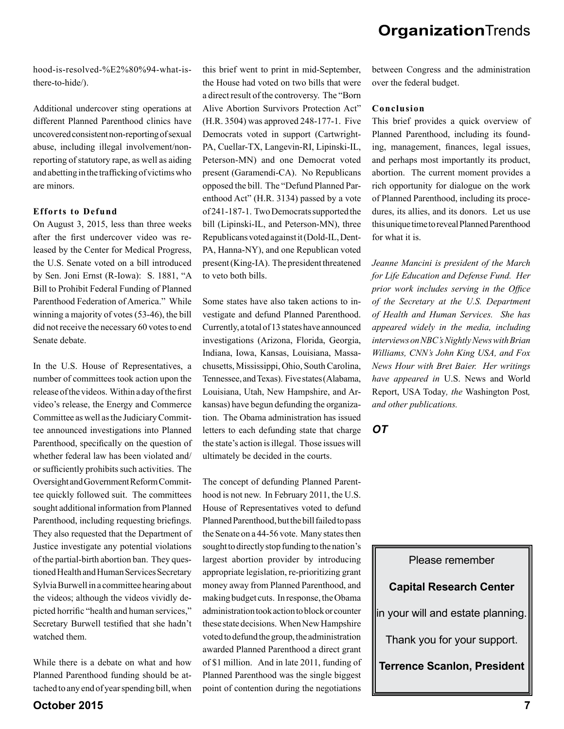hood-is-resolved-%E2%80%94-what-is-there-to-hide/).

Additional undercover sting operations at different Planned Parenthood clinics have uncovered consistent non-reporting of sexual abuse, including illegal involvement/non-reporting of statutory rape, as well as aiding and abetting in the trafficking of victims who are minors.

**Efforts to Defund**

On August 3, 2015, less than three weeks after the first undercover video was released by the Center for Medical Progress, the U.S. Senate voted on a bill introduced by Sen. Joni Ernst (R-Iowa): S. 1881, "A Bill to Prohibit Federal Funding of Planned Parenthood Federation of America." While winning a majority of votes (53-46), the bill did not receive the necessary 60 votes to end Senate debate.

In the U.S. House of Representatives, a number of committees took action upon the release of the videos. Within a day of the first video's release, the Energy and Commerce Committee as well as the Judiciary Committee announced investigations into Planned Parenthood, specifically on the question of whether federal law has been violated and/or sufficiently prohibits such activities. The Oversight and Government Reform Committee quickly followed suit. The committees sought additional information from Planned Parenthood, including requesting briefings. They also requested that the Department of Justice investigate any potential violations of the partial-birth abortion ban. They questioned Health and Human Services Secretary Sylvia Burwell in a committee hearing about the videos; although the videos vividly depicted horrific "health and human services," Secretary Burwell testified that she hadn't watched them.

While there is a debate on what and how Planned Parenthood funding should be attached to any end of year spending bill, when this brief went to print in mid-September, the House had voted on two bills that were a direct result of the controversy. The "Born Alive Abortion Survivors Protection Act" (H.R. 3504) was approved 248-177-1. Five Democrats voted in support (Cartwright-PA, Cuellar-TX, Langevin-RI, Lipinski-IL, Peterson-MN) and one Democrat voted present (Garamendi-CA). No Republicans opposed the bill. The "Defund Planned Parenthood Act" (H.R. 3134) passed by a vote of 241-187-1. Two Democrats supported the bill (Lipinski-IL, and Peterson-MN), three Republicans voted against it (Dold-IL, Dent-PA, Hanna-NY), and one Republican voted present (King-IA). The president threatened to veto both bills.

Some states have also taken actions to investigate and defund Planned Parenthood. Currently, a total of 13 states have announced investigations (Arizona, Florida, Georgia, Indiana, Iowa, Kansas, Louisiana, Massachusetts, Mississippi, Ohio, South Carolina, Tennessee, and Texas). Five states (Alabama, Louisiana, Utah, New Hampshire, and Arkansas) have begun defunding the organization. The Obama administration has issued letters to each defunding state that charge the state's action is illegal. Those issues will ultimately be decided in the courts.

The concept of defunding Planned Parenthood is not new. In February 2011, the U.S. House of Representatives voted to defund Planned Parenthood, but the bill failed to pass the Senate on a 44-56 vote. Many states then sought to directly stop funding to the nation's largest abortion provider by introducing appropriate legislation, re-prioritizing grant money away from Planned Parenthood, and making budget cuts. In response, the Obama administration took action to block or counter these state decisions. When New Hampshire voted to defund the group, the administration awarded Planned Parenthood a direct grant of $1 million. And in late 2011, funding of Planned Parenthood was the single biggest point of contention during the negotiations between Congress and the administration over the federal budget.

**Conclusion**

This brief provides a quick overview of Planned Parenthood, including its founding, management, finances, legal issues, and perhaps most importantly its product, abortion. The current moment provides a rich opportunity for dialogue on the work of Planned Parenthood, including its procedures, its allies, and its donors. Let us use this unique time to reveal Planned Parenthood for what it is.

*Jeanne Mancini is president of the March for Life Education and Defense Fund. Her prior work includes serving in the Office of the Secretary at the U.S. Department of Health and Human Services. She has appeared widely in the media, including interviews on NBC's Nightly News with Brian Williams, CNN's John King USA, and Fox News Hour with Bret Baier. Her writings have appeared in* U.S. News and World Report, USA Today*, the* Washington Post*, and other publications.*

***OT***

Please remember

**Capital Research Center**

in your will and estate planning.

Thank you for your support.

**Terrence Scanlon, President**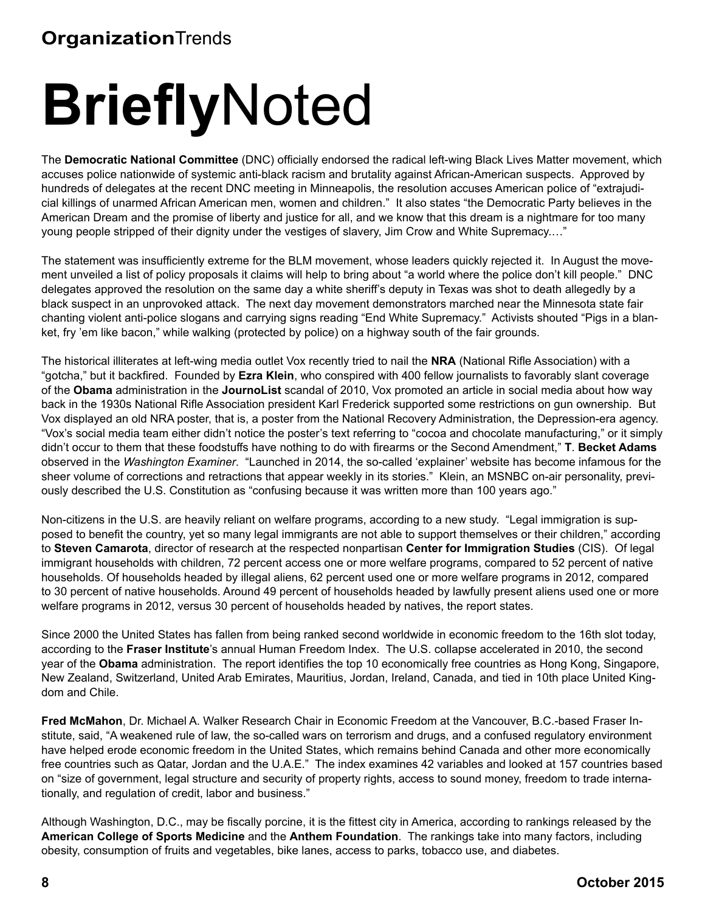# **Briefly**Noted

The **Democratic National Committee** (DNC) officially endorsed the radical left-wing Black Lives Matter movement, which accuses police nationwide of systemic anti-black racism and brutality against African-American suspects. Approved by hundreds of delegates at the recent DNC meeting in Minneapolis, the resolution accuses American police of "extrajudicial killings of unarmed African American men, women and children." It also states "the Democratic Party believes in the American Dream and the promise of liberty and justice for all, and we know that this dream is a nightmare for too many young people stripped of their dignity under the vestiges of slavery, Jim Crow and White Supremacy.…"

The statement was insufficiently extreme for the BLM movement, whose leaders quickly rejected it. In August the movement unveiled a list of policy proposals it claims will help to bring about "a world where the police don't kill people." DNC delegates approved the resolution on the same day a white sheriff's deputy in Texas was shot to death allegedly by a black suspect in an unprovoked attack. The next day movement demonstrators marched near the Minnesota state fair chanting violent anti-police slogans and carrying signs reading "End White Supremacy." Activists shouted "Pigs in a blanket, fry 'em like bacon," while walking (protected by police) on a highway south of the fair grounds.

The historical illiterates at left-wing media outlet Vox recently tried to nail the **NRA** (National Rifle Association) with a "gotcha," but it backfired. Founded by **Ezra Klein**, who conspired with 400 fellow journalists to favorably slant coverage of the **Obama** administration in the **JournoList** scandal of 2010, Vox promoted an article in social media about how way back in the 1930s National Rifle Association president Karl Frederick supported some restrictions on gun ownership. But Vox displayed an old NRA poster, that is, a poster from the National Recovery Administration, the Depression-era agency. "Vox's social media team either didn't notice the poster's text referring to "cocoa and chocolate manufacturing," or it simply didn't occur to them that these foodstuffs have nothing to do with firearms or the Second Amendment," **T**. **Becket Adams** observed in the *Washington Examiner*. "Launched in 2014, the so-called 'explainer' website has become infamous for the sheer volume of corrections and retractions that appear weekly in its stories." Klein, an MSNBC on-air personality, previously described the U.S. Constitution as "confusing because it was written more than 100 years ago."

Non-citizens in the U.S. are heavily reliant on welfare programs, according to a new study. "Legal immigration is supposed to benefit the country, yet so many legal immigrants are not able to support themselves or their children," according to **Steven Camarota**, director of research at the respected nonpartisan **Center for Immigration Studies** (CIS). Of legal immigrant households with children, 72 percent access one or more welfare programs, compared to 52 percent of native households. Of households headed by illegal aliens, 62 percent used one or more welfare programs in 2012, compared to 30 percent of native households. Around 49 percent of households headed by lawfully present aliens used one or more welfare programs in 2012, versus 30 percent of households headed by natives, the report states.

Since 2000 the United States has fallen from being ranked second worldwide in economic freedom to the 16th slot today, according to the **Fraser Institute**'s annual Human Freedom Index. The U.S. collapse accelerated in 2010, the second year of the **Obama** administration. The report identifies the top 10 economically free countries as Hong Kong, Singapore, New Zealand, Switzerland, United Arab Emirates, Mauritius, Jordan, Ireland, Canada, and tied in 10th place United Kingdom and Chile.

**Fred McMahon**, Dr. Michael A. Walker Research Chair in Economic Freedom at the Vancouver, B.C.-based Fraser Institute, said, "A weakened rule of law, the so-called wars on terrorism and drugs, and a confused regulatory environment have helped erode economic freedom in the United States, which remains behind Canada and other more economically free countries such as Qatar, Jordan and the U.A.E." The index examines 42 variables and looked at 157 countries based on "size of government, legal structure and security of property rights, access to sound money, freedom to trade internationally, and regulation of credit, labor and business."

Although Washington, D.C., may be fiscally porcine, it is the fittest city in America, according to rankings released by the **American College of Sports Medicine** and the **Anthem Foundation**. The rankings take into many factors, including obesity, consumption of fruits and vegetables, bike lanes, access to parks, tobacco use, and diabetes.